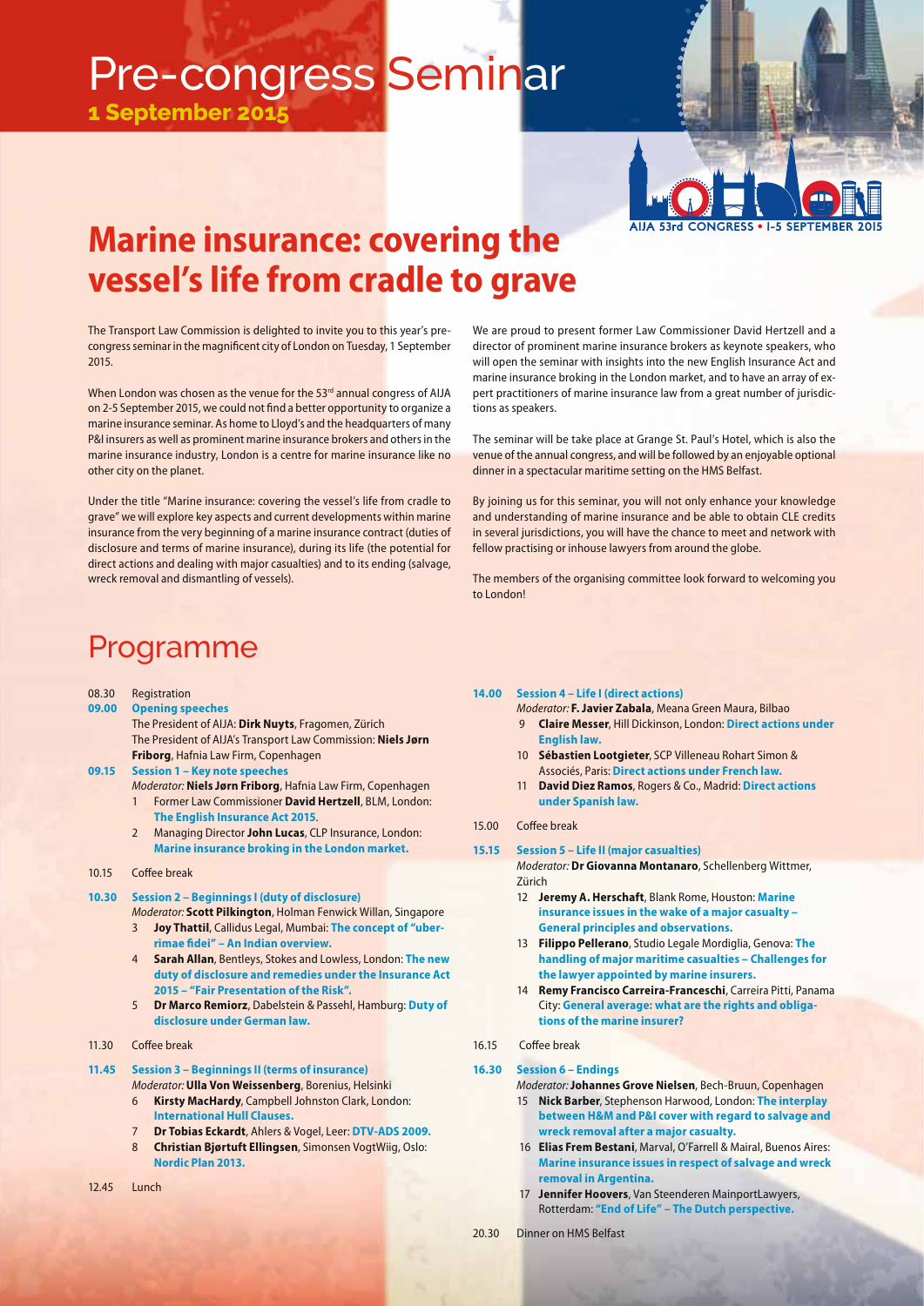# Pre-congress Seminar

**1 September 2015**

AIJA 53rd CONGRESS • 1-5 SEPTEMBER 2015

# Marine insurance: covering the vessel's life from cradle to grave

The Transport Law Commission is delighted to invite you to this year's pre-congress seminar in the magnificent city of London on Tuesday, 1 September 2015.

When London was chosen as the venue for the 53rd annual congress of AIJA on 2-5 September 2015, we could not find a better opportunity to organize a marine insurance seminar. As home to Lloyd's and the headquarters of many P&I insurers as well as prominent marine insurance brokers and others in the marine insurance industry, London is a centre for marine insurance like no other city on the planet.

Under the title "Marine insurance: covering the vessel's life from cradle to grave" we will explore key aspects and current developments within marine insurance from the very beginning of a marine insurance contract (duties of disclosure and terms of marine insurance), during its life (the potential for direct actions and dealing with major casualties) and to its ending (salvage, wreck removal and dismantling of vessels).

We are proud to present former Law Commissioner David Hertzell and a director of prominent marine insurance brokers as keynote speakers, who will open the seminar with insights into the new English Insurance Act and marine insurance broking in the London market, and to have an array of expert practitioners of marine insurance law from a great number of jurisdictions as speakers.

The seminar will be take place at Grange St. Paul's Hotel, which is also the venue of the annual congress, and will be followed by an enjoyable optional dinner in a spectacular maritime setting on the HMS Belfast.

By joining us for this seminar, you will not only enhance your knowledge and understanding of marine insurance and be able to obtain CLE credits in several jurisdictions, you will have the chance to meet and network with fellow practising or inhouse lawyers from around the globe.

The members of the organising committee look forward to welcoming you to London!

## Programme

**08.30** Registration

**09.00 Opening speeches**

The President of AIJA: **Dirk Nuyts**, Fragomen, Zürich
The President of AIJA's Transport Law Commission: **Niels Jørn Friborg**, Hafnia Law Firm, Copenhagen

**09.15 Session 1 – Key note speeches**

*Moderator:* **Niels Jørn Friborg**, Hafnia Law Firm, Copenhagen

1. Former Law Commissioner **David Hertzell**, BLM, London: **The English Insurance Act 2015.**
2. Managing Director **John Lucas**, CLP Insurance, London: **Marine insurance broking in the London market.**

**10.15** Coffee break

**10.30 Session 2 – Beginnings I (duty of disclosure)**

*Moderator:* **Scott Pilkington**, Holman Fenwick Willan, Singapore

3. **Joy Thattil**, Callidus Legal, Mumbai: **The concept of "uberrimae fidei" – An Indian overview.**
4. **Sarah Allan**, Bentleys, Stokes and Lowless, London: **The new duty of disclosure and remedies under the Insurance Act 2015 – "Fair Presentation of the Risk".**
5. **Dr Marco Remiorz**, Dabelstein & Passehl, Hamburg: **Duty of disclosure under German law.**

**11.30** Coffee break

**11.45 Session 3 – Beginnings II (terms of insurance)**

*Moderator:* **Ulla Von Weissenberg**, Borenius, Helsinki

6. **Kirsty MacHardy**, Campbell Johnston Clark, London: **International Hull Clauses.**
7. **Dr Tobias Eckardt**, Ahlers & Vogel, Leer: **DTV-ADS 2009.**
8. **Christian Bjørtuft Ellingsen**, Simonsen VogtWiig, Oslo: **Nordic Plan 2013.**

**12.45** Lunch

**14.00 Session 4 – Life I (direct actions)**

*Moderator:* **F. Javier Zabala**, Meana Green Maura, Bilbao

9. **Claire Messer**, Hill Dickinson, London: **Direct actions under English law.**
10. **Sébastien Lootgieter**, SCP Villeneau Rohart Simon & Associés, Paris: **Direct actions under French law.**
11. **David Diez Ramos**, Rogers & Co., Madrid: **Direct actions under Spanish law.**

**15.00** Coffee break

**15.15 Session 5 – Life II (major casualties)**

*Moderator:* **Dr Giovanna Montanaro**, Schellenberg Wittmer, Zürich

12. **Jeremy A. Herschaft**, Blank Rome, Houston: **Marine insurance issues in the wake of a major casualty – General principles and observations.**
13. **Filippo Pellerano**, Studio Legale Mordiglia, Genova: **The handling of major maritime casualties – Challenges for the lawyer appointed by marine insurers.**
14. **Remy Francisco Carreira-Franceschi**, Carreira Pitti, Panama City: **General average: what are the rights and obligations of the marine insurer?**

**16.15** Coffee break

**16.30 Session 6 – Endings**

*Moderator:* **Johannes Grove Nielsen**, Bech-Bruun, Copenhagen

15. **Nick Barber**, Stephenson Harwood, London: **The interplay between H&M and P&I cover with regard to salvage and wreck removal after a major casualty.**
16. **Elias Frem Bestani**, Marval, O'Farrell & Mairal, Buenos Aires: **Marine insurance issues in respect of salvage and wreck removal in Argentina.**
17. **Jennifer Hoovers**, Van Steenderen MainportLawyers, Rotterdam: **"End of Life" – The Dutch perspective.**

**20.30** Dinner on HMS Belfast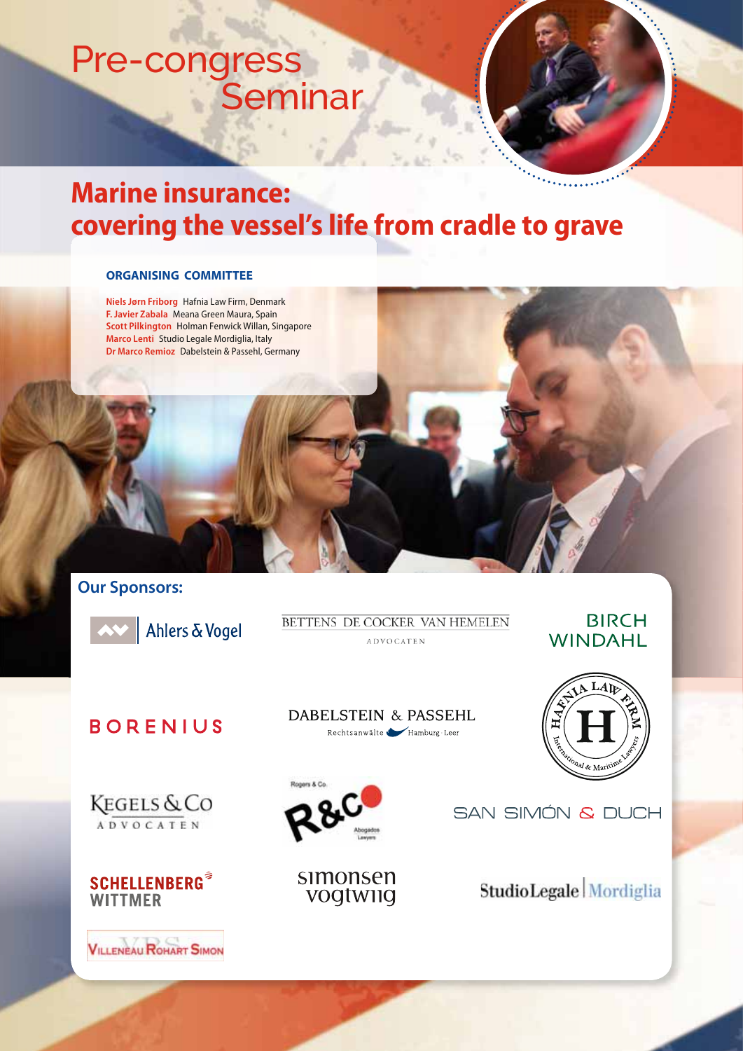# Pre-congress Seminar

## Marine insurance: covering the vessel's life from cradle to grave

**ORGANISING COMMITTEE**

**Niels Jørn Friborg** Hafnia Law Firm, Denmark
**F. Javier Zabala** Meana Green Maura, Spain
**Scott Pilkington** Holman Fenwick Willan, Singapore
**Marco Lenti** Studio Legale Mordiglia, Italy
**Dr Marco Remioz** Dabelstein & Passehl, Germany

## Our Sponsors:

Ahlers & Vogel

BETTENS DE COCKER VAN HEMELEN ADVOCATEN

BIRCH WINDAHL

BORENIUS

DABELSTEIN & PASSEHL Rechtsanwälte Hamburg Leer

HAFNIA LAW FIRM International & Maritime Lawyers

KEGELS & CO ADVOCATEN

Rogers & Co. R&C Abogados Lawyers

SAN SIMÓN & DUCH

SCHELLENBERG WITTMER

simonsen vogtwiig

Studio Legale Mordiglia

VILLENEAU ROHART SIMON